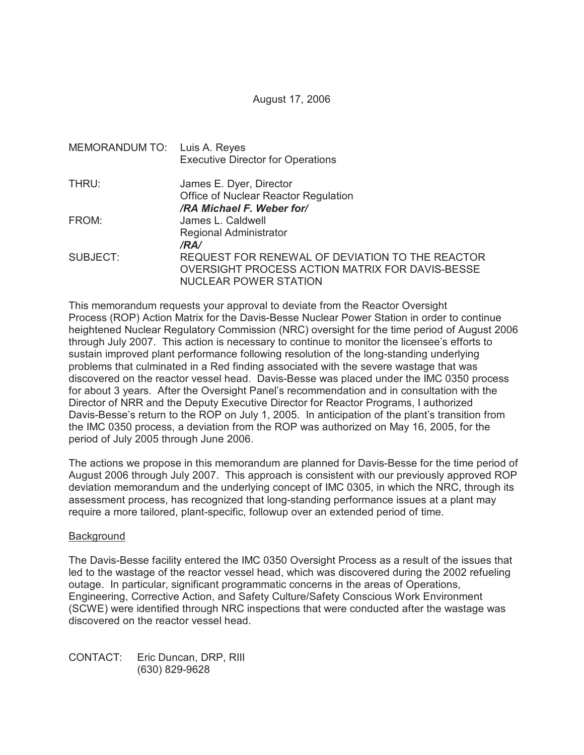August 17, 2006

MEMORANDUM TO: Luis A. Reyes
Executive Director for Operations

THRU: James E. Dyer, Director
Office of Nuclear Reactor Regulation
*/RA Michael F. Weber for/*

FROM: James L. Caldwell
Regional Administrator
*/RA/*

SUBJECT: REQUEST FOR RENEWAL OF DEVIATION TO THE REACTOR OVERSIGHT PROCESS ACTION MATRIX FOR DAVIS-BESSE NUCLEAR POWER STATION

This memorandum requests your approval to deviate from the Reactor Oversight Process (ROP) Action Matrix for the Davis-Besse Nuclear Power Station in order to continue heightened Nuclear Regulatory Commission (NRC) oversight for the time period of August 2006 through July 2007. This action is necessary to continue to monitor the licensee's efforts to sustain improved plant performance following resolution of the long-standing underlying problems that culminated in a Red finding associated with the severe wastage that was discovered on the reactor vessel head. Davis-Besse was placed under the IMC 0350 process for about 3 years. After the Oversight Panel's recommendation and in consultation with the Director of NRR and the Deputy Executive Director for Reactor Programs, I authorized Davis-Besse's return to the ROP on July 1, 2005. In anticipation of the plant's transition from the IMC 0350 process, a deviation from the ROP was authorized on May 16, 2005, for the period of July 2005 through June 2006.

The actions we propose in this memorandum are planned for Davis-Besse for the time period of August 2006 through July 2007. This approach is consistent with our previously approved ROP deviation memorandum and the underlying concept of IMC 0305, in which the NRC, through its assessment process, has recognized that long-standing performance issues at a plant may require a more tailored, plant-specific, followup over an extended period of time.

## Background

The Davis-Besse facility entered the IMC 0350 Oversight Process as a result of the issues that led to the wastage of the reactor vessel head, which was discovered during the 2002 refueling outage. In particular, significant programmatic concerns in the areas of Operations, Engineering, Corrective Action, and Safety Culture/Safety Conscious Work Environment (SCWE) were identified through NRC inspections that were conducted after the wastage was discovered on the reactor vessel head.

CONTACT: Eric Duncan, DRP, RIII
(630) 829-9628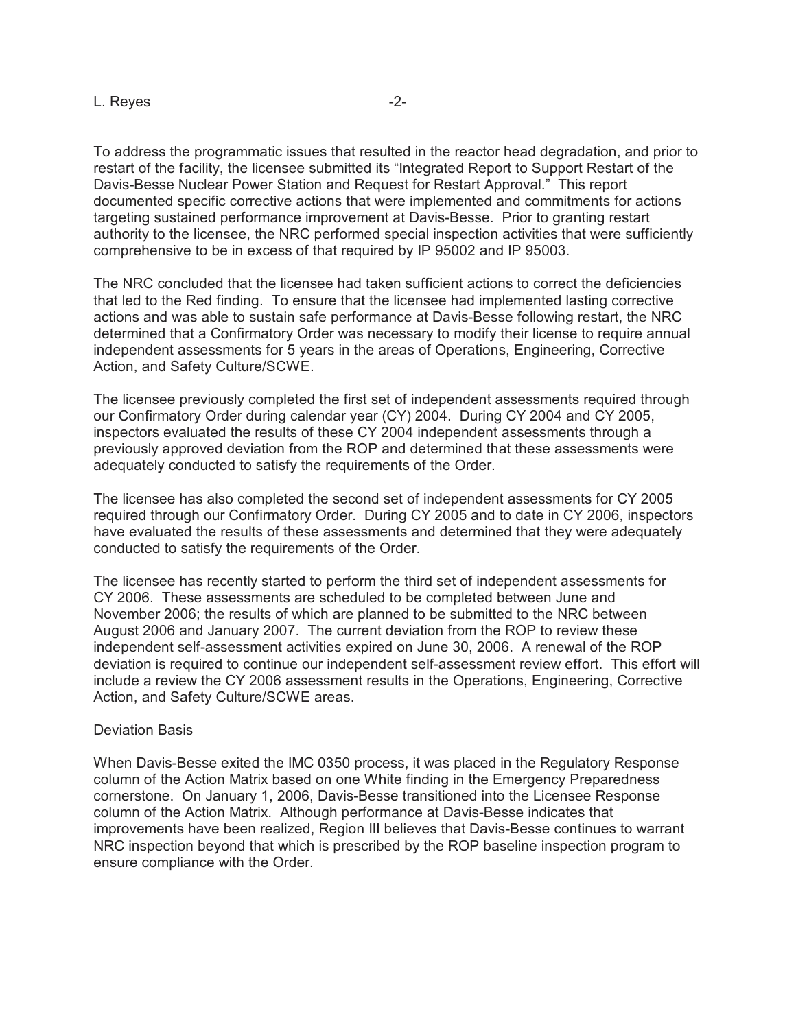To address the programmatic issues that resulted in the reactor head degradation, and prior to restart of the facility, the licensee submitted its "Integrated Report to Support Restart of the Davis-Besse Nuclear Power Station and Request for Restart Approval." This report documented specific corrective actions that were implemented and commitments for actions targeting sustained performance improvement at Davis-Besse. Prior to granting restart authority to the licensee, the NRC performed special inspection activities that were sufficiently comprehensive to be in excess of that required by IP 95002 and IP 95003.

The NRC concluded that the licensee had taken sufficient actions to correct the deficiencies that led to the Red finding. To ensure that the licensee had implemented lasting corrective actions and was able to sustain safe performance at Davis-Besse following restart, the NRC determined that a Confirmatory Order was necessary to modify their license to require annual independent assessments for 5 years in the areas of Operations, Engineering, Corrective Action, and Safety Culture/SCWE.

The licensee previously completed the first set of independent assessments required through our Confirmatory Order during calendar year (CY) 2004. During CY 2004 and CY 2005, inspectors evaluated the results of these CY 2004 independent assessments through a previously approved deviation from the ROP and determined that these assessments were adequately conducted to satisfy the requirements of the Order.

The licensee has also completed the second set of independent assessments for CY 2005 required through our Confirmatory Order. During CY 2005 and to date in CY 2006, inspectors have evaluated the results of these assessments and determined that they were adequately conducted to satisfy the requirements of the Order.

The licensee has recently started to perform the third set of independent assessments for CY 2006. These assessments are scheduled to be completed between June and November 2006; the results of which are planned to be submitted to the NRC between August 2006 and January 2007. The current deviation from the ROP to review these independent self-assessment activities expired on June 30, 2006. A renewal of the ROP deviation is required to continue our independent self-assessment review effort. This effort will include a review the CY 2006 assessment results in the Operations, Engineering, Corrective Action, and Safety Culture/SCWE areas.

Deviation Basis

When Davis-Besse exited the IMC 0350 process, it was placed in the Regulatory Response column of the Action Matrix based on one White finding in the Emergency Preparedness cornerstone. On January 1, 2006, Davis-Besse transitioned into the Licensee Response column of the Action Matrix. Although performance at Davis-Besse indicates that improvements have been realized, Region III believes that Davis-Besse continues to warrant NRC inspection beyond that which is prescribed by the ROP baseline inspection program to ensure compliance with the Order.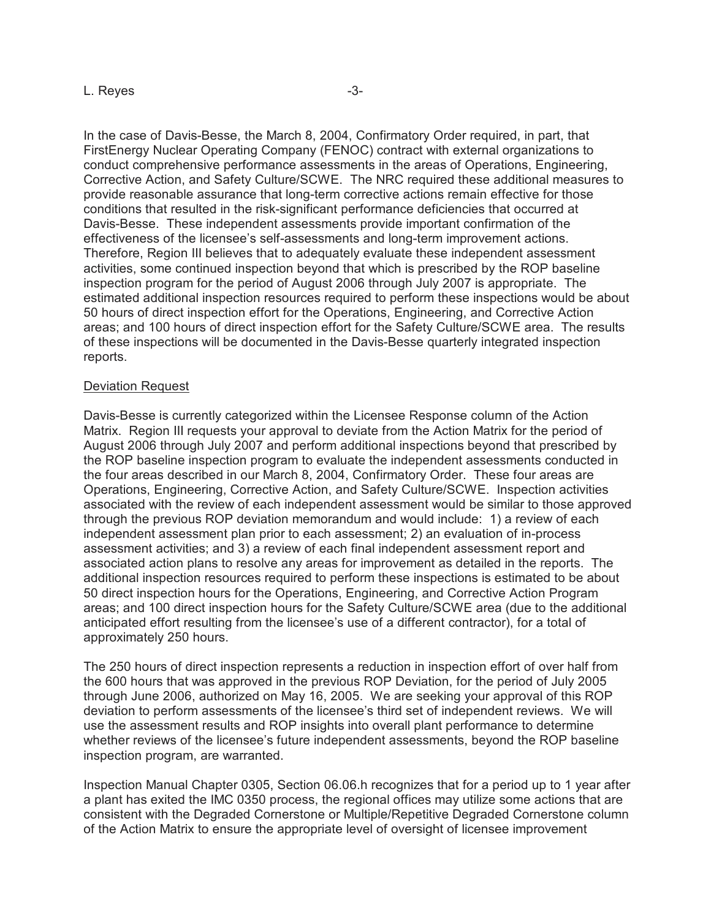In the case of Davis-Besse, the March 8, 2004, Confirmatory Order required, in part, that FirstEnergy Nuclear Operating Company (FENOC) contract with external organizations to conduct comprehensive performance assessments in the areas of Operations, Engineering, Corrective Action, and Safety Culture/SCWE. The NRC required these additional measures to provide reasonable assurance that long-term corrective actions remain effective for those conditions that resulted in the risk-significant performance deficiencies that occurred at Davis-Besse. These independent assessments provide important confirmation of the effectiveness of the licensee's self-assessments and long-term improvement actions. Therefore, Region III believes that to adequately evaluate these independent assessment activities, some continued inspection beyond that which is prescribed by the ROP baseline inspection program for the period of August 2006 through July 2007 is appropriate. The estimated additional inspection resources required to perform these inspections would be about 50 hours of direct inspection effort for the Operations, Engineering, and Corrective Action areas; and 100 hours of direct inspection effort for the Safety Culture/SCWE area. The results of these inspections will be documented in the Davis-Besse quarterly integrated inspection reports.

## Deviation Request

Davis-Besse is currently categorized within the Licensee Response column of the Action Matrix. Region III requests your approval to deviate from the Action Matrix for the period of August 2006 through July 2007 and perform additional inspections beyond that prescribed by the ROP baseline inspection program to evaluate the independent assessments conducted in the four areas described in our March 8, 2004, Confirmatory Order. These four areas are Operations, Engineering, Corrective Action, and Safety Culture/SCWE. Inspection activities associated with the review of each independent assessment would be similar to those approved through the previous ROP deviation memorandum and would include: 1) a review of each independent assessment plan prior to each assessment; 2) an evaluation of in-process assessment activities; and 3) a review of each final independent assessment report and associated action plans to resolve any areas for improvement as detailed in the reports. The additional inspection resources required to perform these inspections is estimated to be about 50 direct inspection hours for the Operations, Engineering, and Corrective Action Program areas; and 100 direct inspection hours for the Safety Culture/SCWE area (due to the additional anticipated effort resulting from the licensee's use of a different contractor), for a total of approximately 250 hours.

The 250 hours of direct inspection represents a reduction in inspection effort of over half from the 600 hours that was approved in the previous ROP Deviation, for the period of July 2005 through June 2006, authorized on May 16, 2005. We are seeking your approval of this ROP deviation to perform assessments of the licensee's third set of independent reviews. We will use the assessment results and ROP insights into overall plant performance to determine whether reviews of the licensee's future independent assessments, beyond the ROP baseline inspection program, are warranted.

Inspection Manual Chapter 0305, Section 06.06.h recognizes that for a period up to 1 year after a plant has exited the IMC 0350 process, the regional offices may utilize some actions that are consistent with the Degraded Cornerstone or Multiple/Repetitive Degraded Cornerstone column of the Action Matrix to ensure the appropriate level of oversight of licensee improvement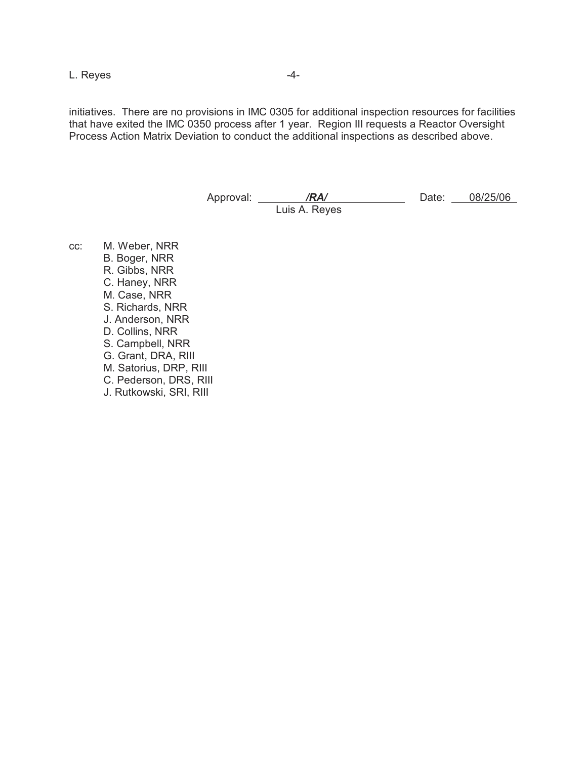initiatives. There are no provisions in IMC 0305 for additional inspection resources for facilities that have exited the IMC 0350 process after 1 year. Region III requests a Reactor Oversight Process Action Matrix Deviation to conduct the additional inspections as described above.

Approval: ***/RA/*** Date: 08/25/06
Luis A. Reyes

cc: M. Weber, NRR
B. Boger, NRR
R. Gibbs, NRR
C. Haney, NRR
M. Case, NRR
S. Richards, NRR
J. Anderson, NRR
D. Collins, NRR
S. Campbell, NRR
G. Grant, DRA, RIII
M. Satorius, DRP, RIII
C. Pederson, DRS, RIII
J. Rutkowski, SRI, RIII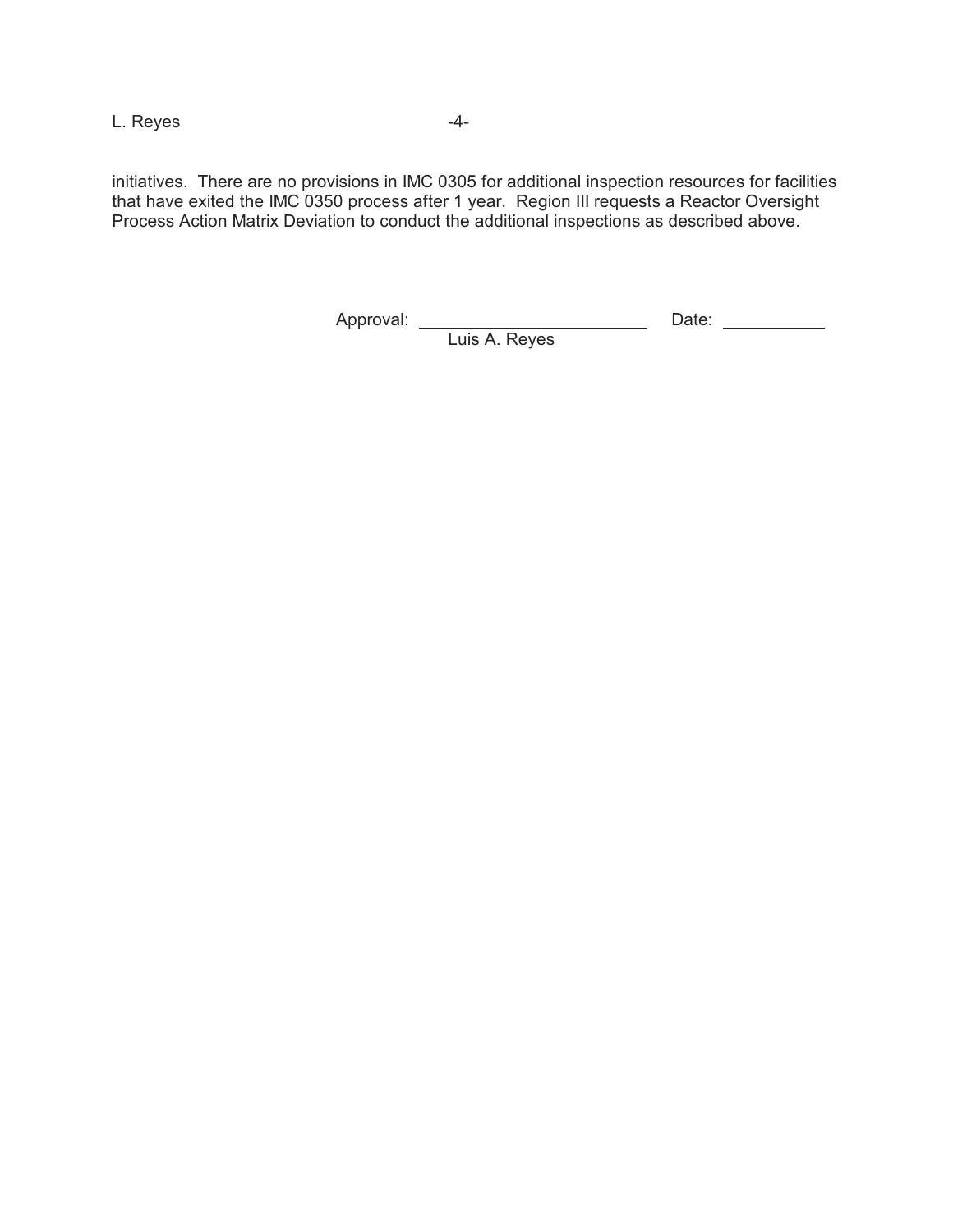initiatives. There are no provisions in IMC 0305 for additional inspection resources for facilities that have exited the IMC 0350 process after 1 year. Region III requests a Reactor Oversight Process Action Matrix Deviation to conduct the additional inspections as described above.

Approval: ________________________ Date: __________
Luis A. Reyes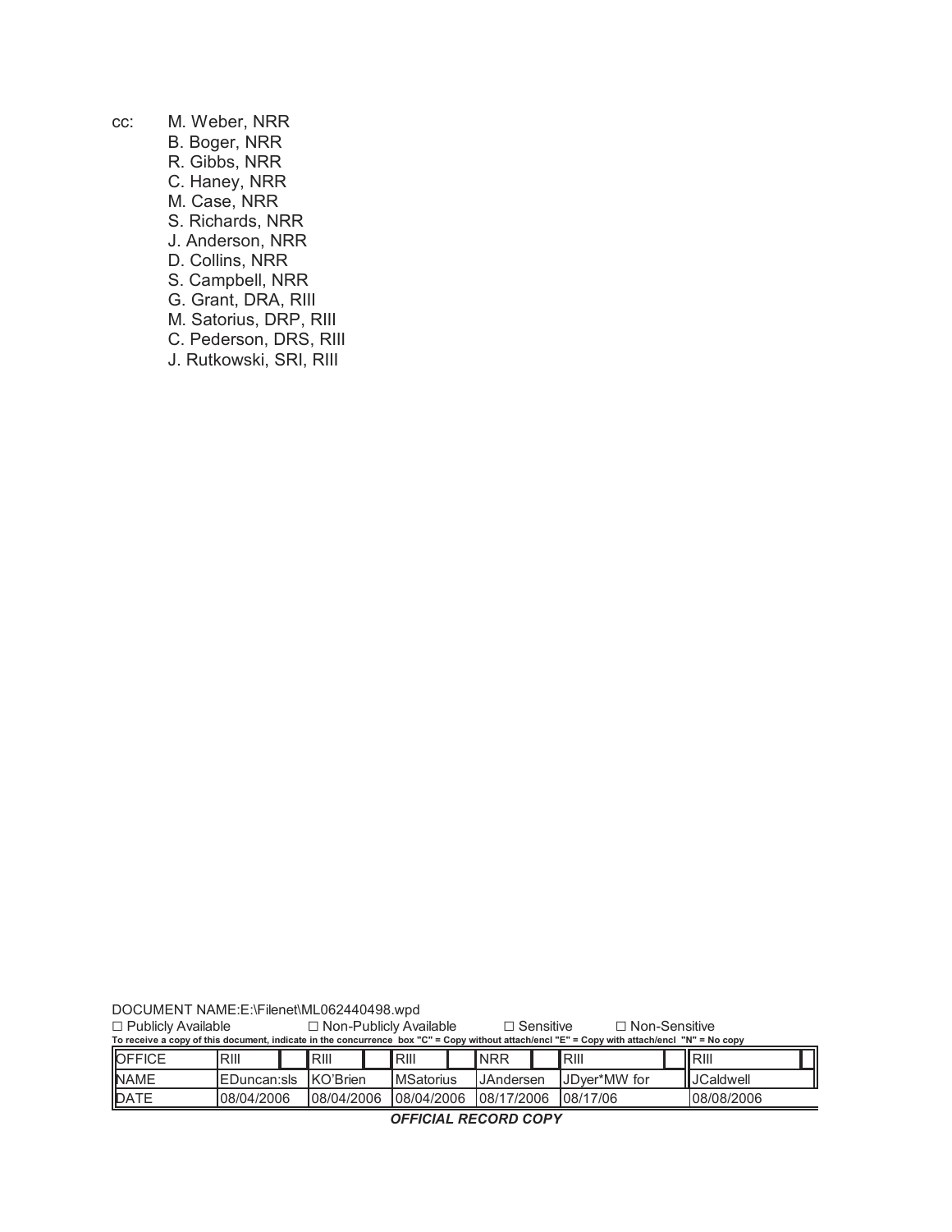cc: M. Weber, NRR
B. Boger, NRR
R. Gibbs, NRR
C. Haney, NRR
M. Case, NRR
S. Richards, NRR
J. Anderson, NRR
D. Collins, NRR
S. Campbell, NRR
G. Grant, DRA, RIII
M. Satorius, DRP, RIII
C. Pederson, DRS, RIII
J. Rutkowski, SRI, RIII

DOCUMENT NAME:E:\Filenet\ML062440498.wpd

☐ Publicly Available ☐ Non-Publicly Available ☐ Sensitive ☐ Non-Sensitive

**To receive a copy of this document, indicate in the concurrence box "C" = Copy without attach/encl "E" = Copy with attach/encl "N" = No copy**

| OFFICE | RIII | | RIII | | RIII | | NRR | | RIII | | RIII | |
|---|---|---|---|---|---|---|---|---|---|---|---|---|
| NAME | EDuncan:sls | | KO'Brien | | MSatorius | | JAndersen | | JDyer*MW for | | JCaldwell | |
| DATE | 08/04/2006 | | 08/04/2006 | | 08/04/2006 | | 08/17/2006 | | 08/17/06 | | 08/08/2006 | |

***OFFICIAL RECORD COPY***